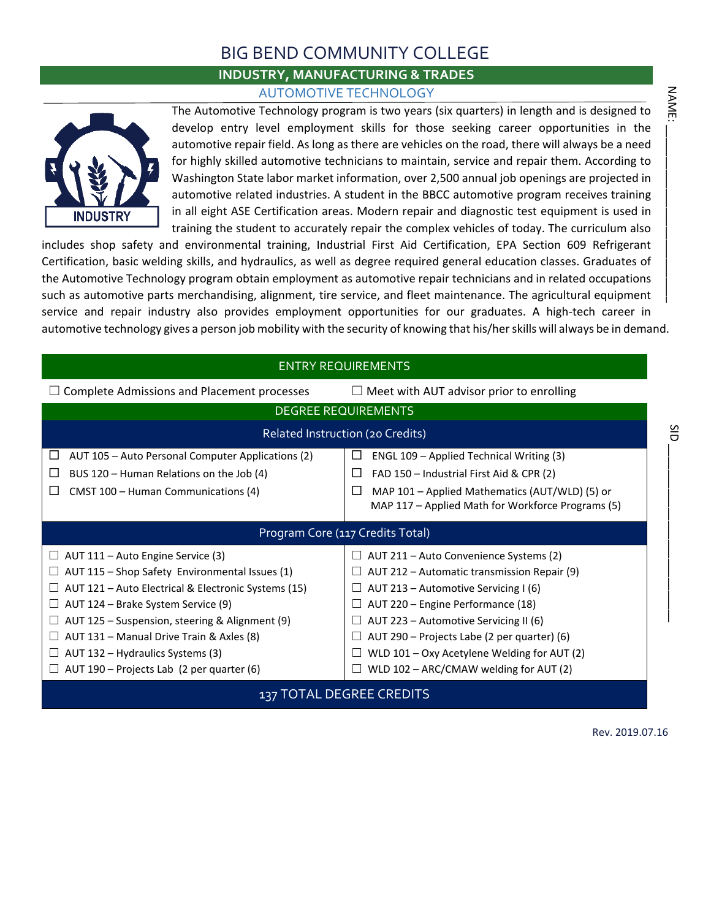# BIG BEND COMMUNITY COLLEGE

## INDUSTRY, MANUFACTURING & TRADES

### AUTOMOTIVE TECHNOLOGY

NAME: ____________________

The Automotive Technology program is two years (six quarters) in length and is designed to develop entry level employment skills for those seeking career opportunities in the automotive repair field. As long as there are vehicles on the road, there will always be a need for highly skilled automotive technicians to maintain, service and repair them. According to Washington State labor market information, over 2,500 annual job openings are projected in automotive related industries. A student in the BBCC automotive program receives training in all eight ASE Certification areas. Modern repair and diagnostic test equipment is used in training the student to accurately repair the complex vehicles of today. The curriculum also includes shop safety and environmental training, Industrial First Aid Certification, EPA Section 609 Refrigerant Certification, basic welding skills, and hydraulics, as well as degree required general education classes. Graduates of the Automotive Technology program obtain employment as automotive repair technicians and in related occupations such as automotive parts merchandising, alignment, tire service, and fleet maintenance. The agricultural equipment service and repair industry also provides employment opportunities for our graduates. A high-tech career in automotive technology gives a person job mobility with the security of knowing that his/her skills will always be in demand.

SID ____________________

| ENTRY REQUIREMENTS | |
|---|---|
| ☐ Complete Admissions and Placement processes | ☐ Meet with AUT advisor prior to enrolling |
| **DEGREE REQUIREMENTS** | |
| **Related Instruction (20 Credits)** | |
| ☐ AUT 105 – Auto Personal Computer Applications (2) | ☐ ENGL 109 – Applied Technical Writing (3) |
| ☐ BUS 120 – Human Relations on the Job (4) | ☐ FAD 150 – Industrial First Aid & CPR (2) |
| ☐ CMST 100 – Human Communications (4) | ☐ MAP 101 – Applied Mathematics (AUT/WLD) (5) or MAP 117 – Applied Math for Workforce Programs (5) |
| **Program Core (117 Credits Total)** | |
| ☐ AUT 111 – Auto Engine Service (3) | ☐ AUT 211 – Auto Convenience Systems (2) |
| ☐ AUT 115 – Shop Safety Environmental Issues (1) | ☐ AUT 212 – Automatic transmission Repair (9) |
| ☐ AUT 121 – Auto Electrical & Electronic Systems (15) | ☐ AUT 213 – Automotive Servicing I (6) |
| ☐ AUT 124 – Brake System Service (9) | ☐ AUT 220 – Engine Performance (18) |
| ☐ AUT 125 – Suspension, steering & Alignment (9) | ☐ AUT 223 – Automotive Servicing II (6) |
| ☐ AUT 131 – Manual Drive Train & Axles (8) | ☐ AUT 290 – Projects Labe (2 per quarter) (6) |
| ☐ AUT 132 – Hydraulics Systems (3) | ☐ WLD 101 – Oxy Acetylene Welding for AUT (2) |
| ☐ AUT 190 – Projects Lab (2 per quarter (6) | ☐ WLD 102 – ARC/CMAW welding for AUT (2) |
| **137 TOTAL DEGREE CREDITS** | |

Rev. 2019.07.16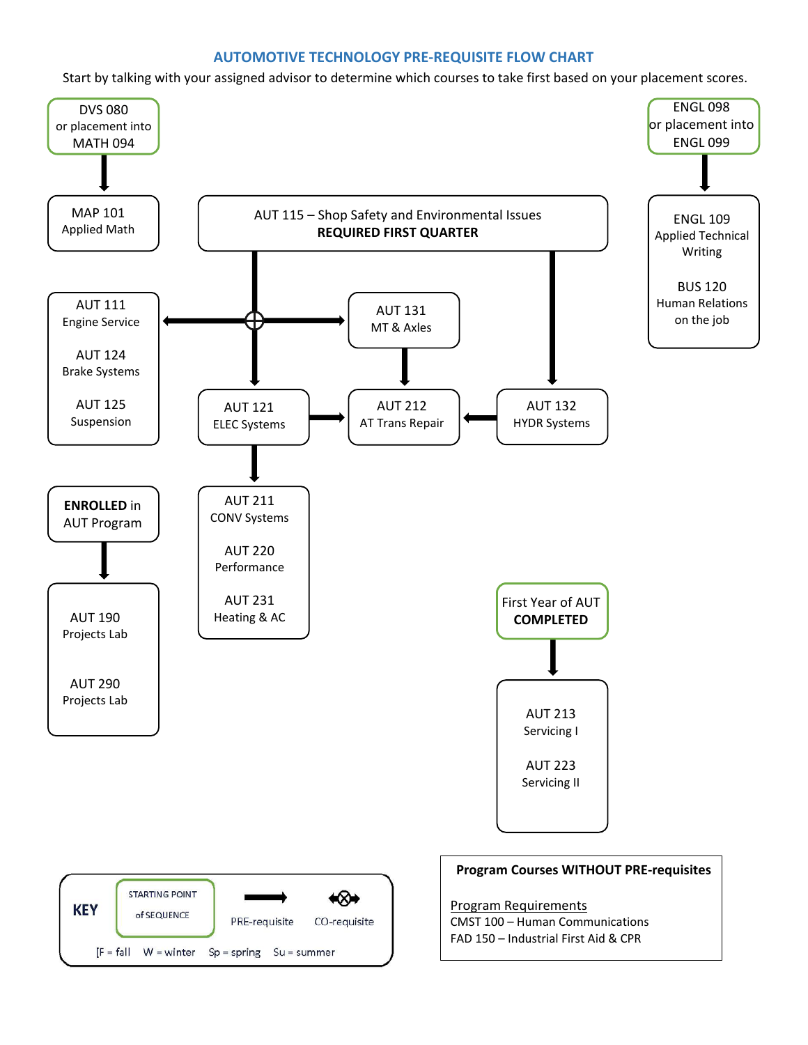# AUTOMOTIVE TECHNOLOGY PRE-REQUISITE FLOW CHART

Start by talking with your assigned advisor to determine which courses to take first based on your placement scores.

DVS 080
or placement into
MATH 094

→ MAP 101
Applied Math

AUT 115 – Shop Safety and Environmental Issues
**REQUIRED FIRST QUARTER**

ENGL 098
or placement into
ENGL 099

→ ENGL 109
Applied Technical Writing

BUS 120
Human Relations on the job

AUT 111
Engine Service

AUT 124
Brake Systems

AUT 125
Suspension

AUT 131
MT & Axles

AUT 121
ELEC Systems

AUT 212
AT Trans Repair

AUT 132
HYDR Systems

**ENROLLED** in AUT Program

→ AUT 190
Projects Lab

AUT 290
Projects Lab

AUT 211
CONV Systems

AUT 220
Performance

AUT 231
Heating & AC

First Year of AUT **COMPLETED**

→ AUT 213
Servicing I

AUT 223
Servicing II

**KEY**

- STARTING POINT of SEQUENCE
- PRE-requisite
- CO-requisite

[F = fall W = winter Sp = spring Su = summer

**Program Courses WITHOUT PRE-requisites**

Program Requirements

CMST 100 – Human Communications

FAD 150 – Industrial First Aid & CPR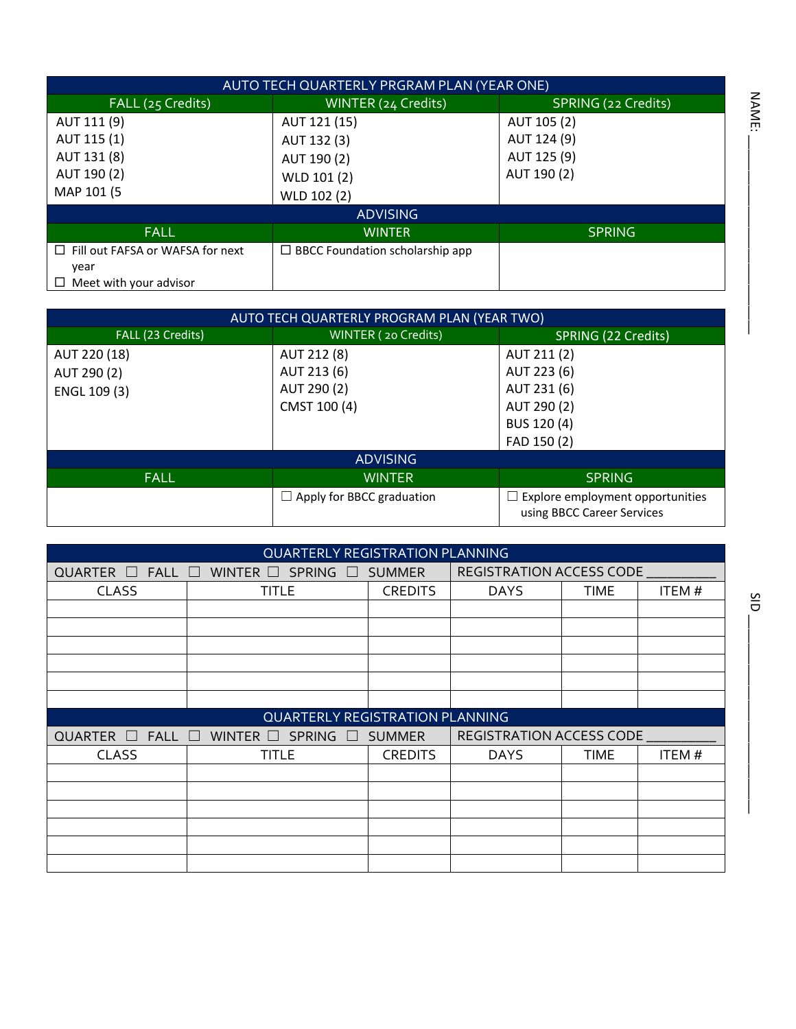| AUTO TECH QUARTERLY PRGRAM PLAN (YEAR ONE) | | |
|---|---|---|
| FALL (25 Credits) | WINTER (24 Credits) | SPRING (22 Credits) |
| AUT 111 (9)<br>AUT 115 (1)<br>AUT 131 (8)<br>AUT 190 (2)<br>MAP 101 (5 | AUT 121 (15)<br>AUT 132 (3)<br>AUT 190 (2)<br>WLD 101 (2)<br>WLD 102 (2) | AUT 105 (2)<br>AUT 124 (9)<br>AUT 125 (9)<br>AUT 190 (2) |
| ADVISING | | |
| FALL | WINTER | SPRING |
| ☐ Fill out FAFSA or WAFSA for next year<br>☐ Meet with your advisor | ☐ BBCC Foundation scholarship app | |

| AUTO TECH QUARTERLY PROGRAM PLAN (YEAR TWO) | | |
|---|---|---|
| FALL (23 Credits) | WINTER ( 20 Credits) | SPRING (22 Credits) |
| AUT 220 (18)<br>AUT 290 (2)<br>ENGL 109 (3) | AUT 212 (8)<br>AUT 213 (6)<br>AUT 290 (2)<br>CMST 100 (4) | AUT 211 (2)<br>AUT 223 (6)<br>AUT 231 (6)<br>AUT 290 (2)<br>BUS 120 (4)<br>FAD 150 (2) |
| ADVISING | | |
| FALL | WINTER | SPRING |
| | ☐ Apply for BBCC graduation | ☐ Explore employment opportunities using BBCC Career Services |

| QUARTERLY REGISTRATION PLANNING | | | | | |
|---|---|---|---|---|---|
| QUARTER ☐ FALL ☐ WINTER ☐ SPRING ☐ SUMMER | | | REGISTRATION ACCESS CODE __________ | | |
| CLASS | TITLE | CREDITS | DAYS | TIME | ITEM # |
| | | | | | |
| | | | | | |
| | | | | | |
| | | | | | |
| | | | | | |
| | | | | | |

| QUARTERLY REGISTRATION PLANNING | | | | | |
|---|---|---|---|---|---|
| QUARTER ☐ FALL ☐ WINTER ☐ SPRING ☐ SUMMER | | | REGISTRATION ACCESS CODE __________ | | |
| CLASS | TITLE | CREDITS | DAYS | TIME | ITEM # |
| | | | | | |
| | | | | | |
| | | | | | |
| | | | | | |
| | | | | | |
| | | | | | |

NAME: ____________________

SID ____________________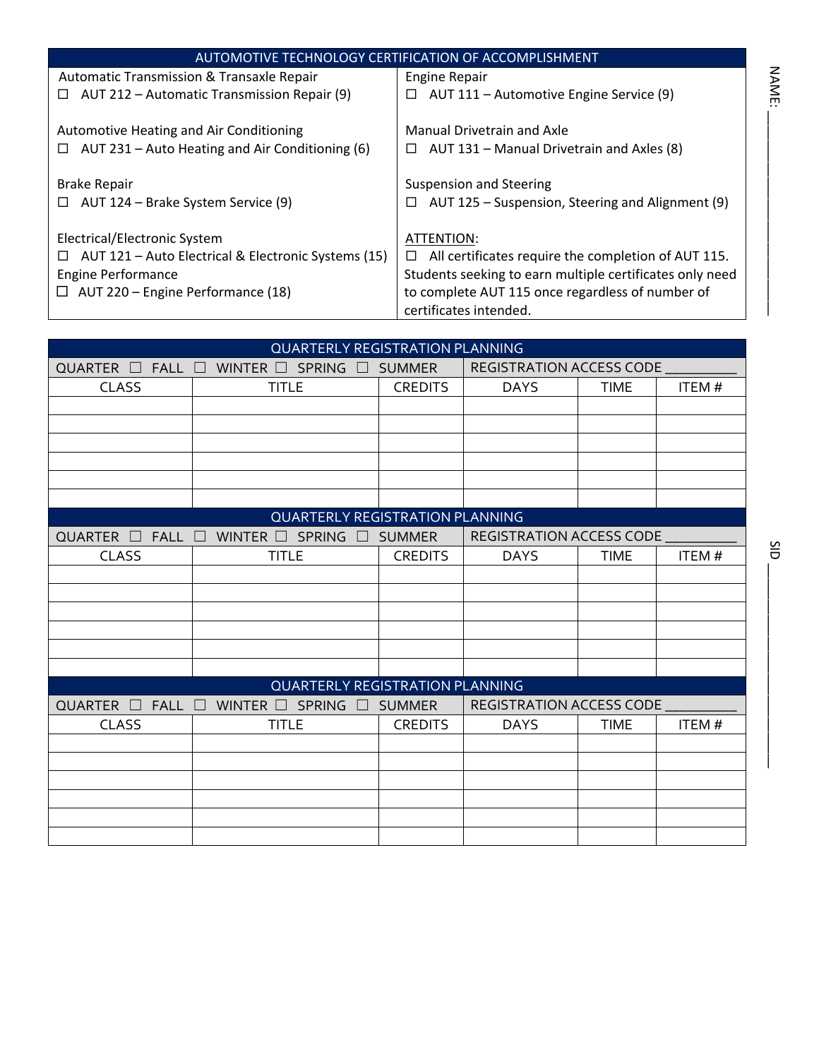| AUTOMOTIVE TECHNOLOGY CERTIFICATION OF ACCOMPLISHMENT | |
|---|---|
| Automatic Transmission & Transaxle Repair<br>☐ AUT 212 – Automatic Transmission Repair (9) | Engine Repair<br>☐ AUT 111 – Automotive Engine Service (9) |
| Automotive Heating and Air Conditioning<br>☐ AUT 231 – Auto Heating and Air Conditioning (6) | Manual Drivetrain and Axle<br>☐ AUT 131 – Manual Drivetrain and Axles (8) |
| Brake Repair<br>☐ AUT 124 – Brake System Service (9) | Suspension and Steering<br>☐ AUT 125 – Suspension, Steering and Alignment (9) |
| Electrical/Electronic System<br>☐ AUT 121 – Auto Electrical & Electronic Systems (15)<br>Engine Performance<br>☐ AUT 220 – Engine Performance (18) | ATTENTION:<br>☐ All certificates require the completion of AUT 115. Students seeking to earn multiple certificates only need to complete AUT 115 once regardless of number of certificates intended. |

NAME: ______________________

SID ______________________

| QUARTERLY REGISTRATION PLANNING | | | | | |
|---|---|---|---|---|---|
| QUARTER ☐ FALL ☐ WINTER ☐ SPRING ☐ SUMMER | | | REGISTRATION ACCESS CODE __________ | | |
| CLASS | TITLE | CREDITS | DAYS | TIME | ITEM # |
| | | | | | |
| | | | | | |
| | | | | | |
| | | | | | |
| | | | | | |
| | | | | | |

| QUARTERLY REGISTRATION PLANNING | | | | | |
|---|---|---|---|---|---|
| QUARTER ☐ FALL ☐ WINTER ☐ SPRING ☐ SUMMER | | | REGISTRATION ACCESS CODE __________ | | |
| CLASS | TITLE | CREDITS | DAYS | TIME | ITEM # |
| | | | | | |
| | | | | | |
| | | | | | |
| | | | | | |
| | | | | | |
| | | | | | |

| QUARTERLY REGISTRATION PLANNING | | | | | |
|---|---|---|---|---|---|
| QUARTER ☐ FALL ☐ WINTER ☐ SPRING ☐ SUMMER | | | REGISTRATION ACCESS CODE __________ | | |
| CLASS | TITLE | CREDITS | DAYS | TIME | ITEM # |
| | | | | | |
| | | | | | |
| | | | | | |
| | | | | | |
| | | | | | |
| | | | | | |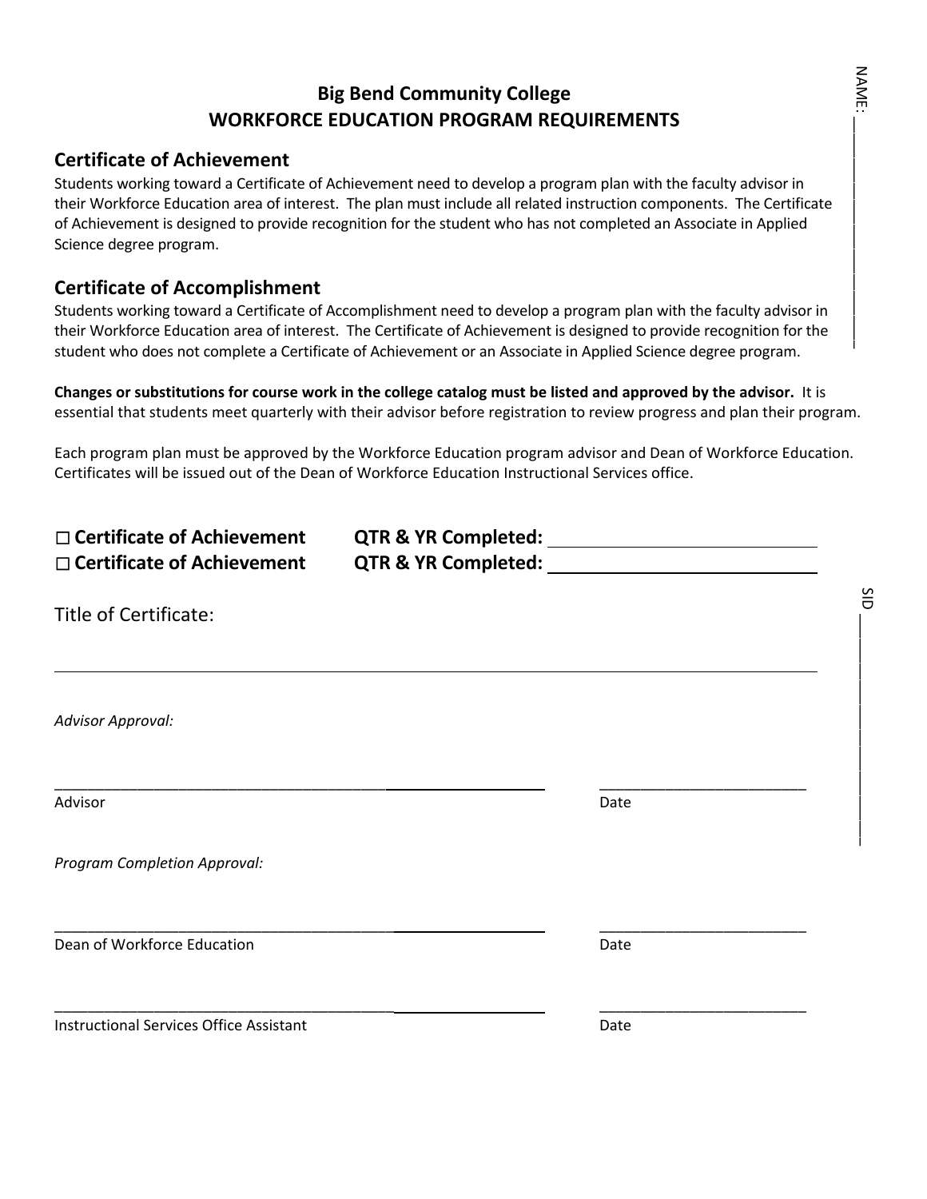NAME: ____________________

**Big Bend Community College**
**WORKFORCE EDUCATION PROGRAM REQUIREMENTS**

## Certificate of Achievement

Students working toward a Certificate of Achievement need to develop a program plan with the faculty advisor in their Workforce Education area of interest. The plan must include all related instruction components. The Certificate of Achievement is designed to provide recognition for the student who has not completed an Associate in Applied Science degree program.

## Certificate of Accomplishment

Students working toward a Certificate of Accomplishment need to develop a program plan with the faculty advisor in their Workforce Education area of interest. The Certificate of Achievement is designed to provide recognition for the student who does not complete a Certificate of Achievement or an Associate in Applied Science degree program.

**Changes or substitutions for course work in the college catalog must be listed and approved by the advisor.** It is essential that students meet quarterly with their advisor before registration to review progress and plan their program.

Each program plan must be approved by the Workforce Education program advisor and Dean of Workforce Education. Certificates will be issued out of the Dean of Workforce Education Instructional Services office.

**☐ Certificate of Achievement** **QTR & YR Completed:** ____________________
**☐ Certificate of Achievement** **QTR & YR Completed:** ____________________

SID ____________________

Title of Certificate:

____________________________________________________________

*Advisor Approval:*

____________________________________________ ____________________
Advisor Date

*Program Completion Approval:*

____________________________________________ ____________________
Dean of Workforce Education Date

____________________________________________ ____________________
Instructional Services Office Assistant Date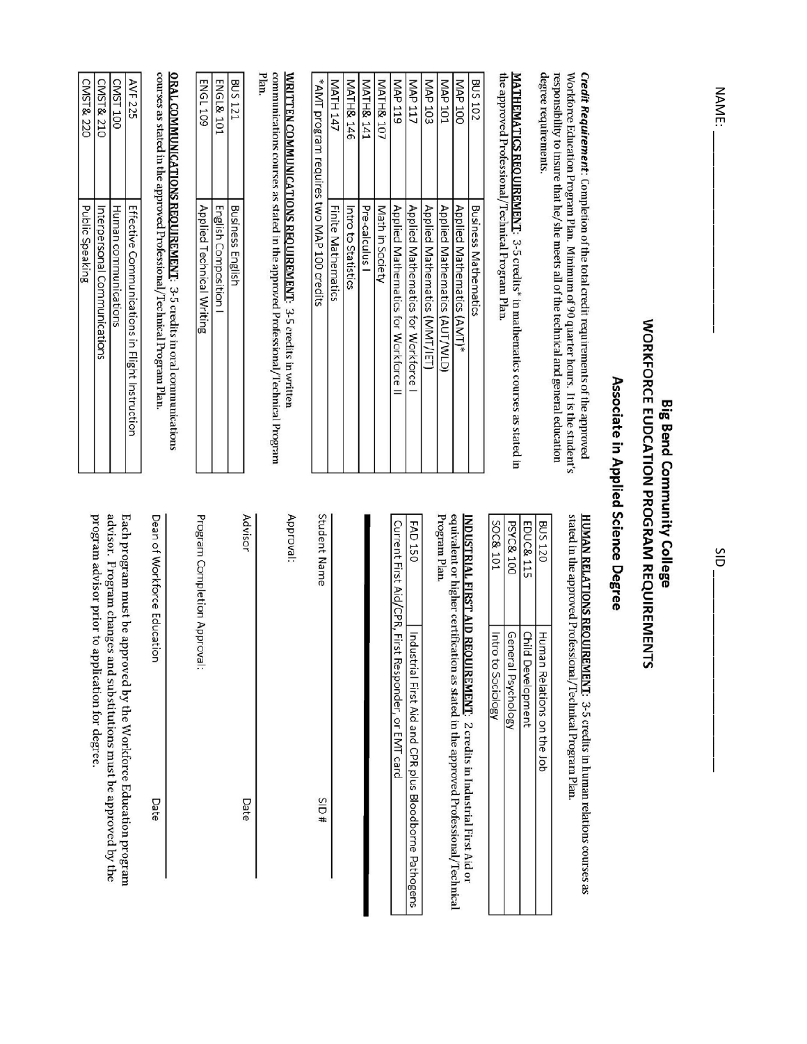NAME: _______________________ SID _______________________

# Big Bend Community College
## WORKFORCE EUDCATION PROGRAM REQUIREMENTS
### Associate in Applied Science Degree

***Credit Requirement***: Completion of the total credit requirements of the approved Workforce Education Program Plan. Minimum of 90 quarter hours. It is the student's responsibility to insure that he/she meets all of the technical and general education degree requirements.

**MATHEMATICS REQUIREMENT**: 3-5 credits* in mathematics courses as stated in the approved Professional/Technical Program Plan.

| | |
|---|---|
| BUS 102 | Business Mathematics |
| MAP 100 | Applied Mathematics (AMT)* |
| MAP 101 | Applied Mathematics (AUT/WLD) |
| MAP 103 | Applied Mathematics (MMT/IET) |
| MAP 117 | Applied Mathematics for Workforce I |
| MAP 119 | Applied Mathematics for Workforce II |
| MATH& 107 | Math in Society |
| MATH& 141 | Pre-calculus I |
| MATH& 146 | Intro to Statistics |
| MATH 147 | Finite Mathematics |
| *AMT program requires two MAP 100 credits | |

**WRITTEN COMMUNICATIONS REQUIREMENT**: 3-5 credits in written communications courses as stated in the approved Professional/Technical Program Plan.

| | |
|---|---|
| BUS 121 | Business English |
| ENGL& 101 | English Composition I |
| ENGL 109 | Applied Technical Writing |

**ORAL COMMUNICATIONS REQUIREMENT**: 3-5 credits in oral communications courses as stated in the approved Professional/Technical Program Plan.

| | |
|---|---|
| AVF 225 | Effective Communications in Flight Instruction |
| CMST 100 | Human communications |
| CMST& 210 | Interpersonal Communications |
| CMST& 220 | Public Speaking |

**HUMAN RELATIONS REQUIREMENT**: 3-5 credits in human relations courses as stated in the approved Professional/Technical Program Plan.

| | |
|---|---|
| BUS 120 | Human Relations on the Job |
| EDUC& 115 | Child Development |
| PSYC& 100 | General Psychology |
| SOC& 101 | Intro to Sociology |

**INDUSTRIAL FIRST AID REQUIREMENT**: 2 credits in Industrial First Aid or equivalent or higher certification as stated in the approved Professional/Technical Program Plan.

| | |
|---|---|
| FAD 150 | Industrial First Aid and CPR plus Bloodborne Pathogens |
| Current First Aid/CPR, First Responder, or EMT card | |

_______________________________________________
Student Name SID #

Approval:

_______________________________________________
Advisor Date

Program Completion Approval:

_______________________________________________
Dean of Workforce Education Date

Each program must be approved by the Workforce Education program advisor. Program changes and substitutions must be approved by the program advisor prior to application for degree.